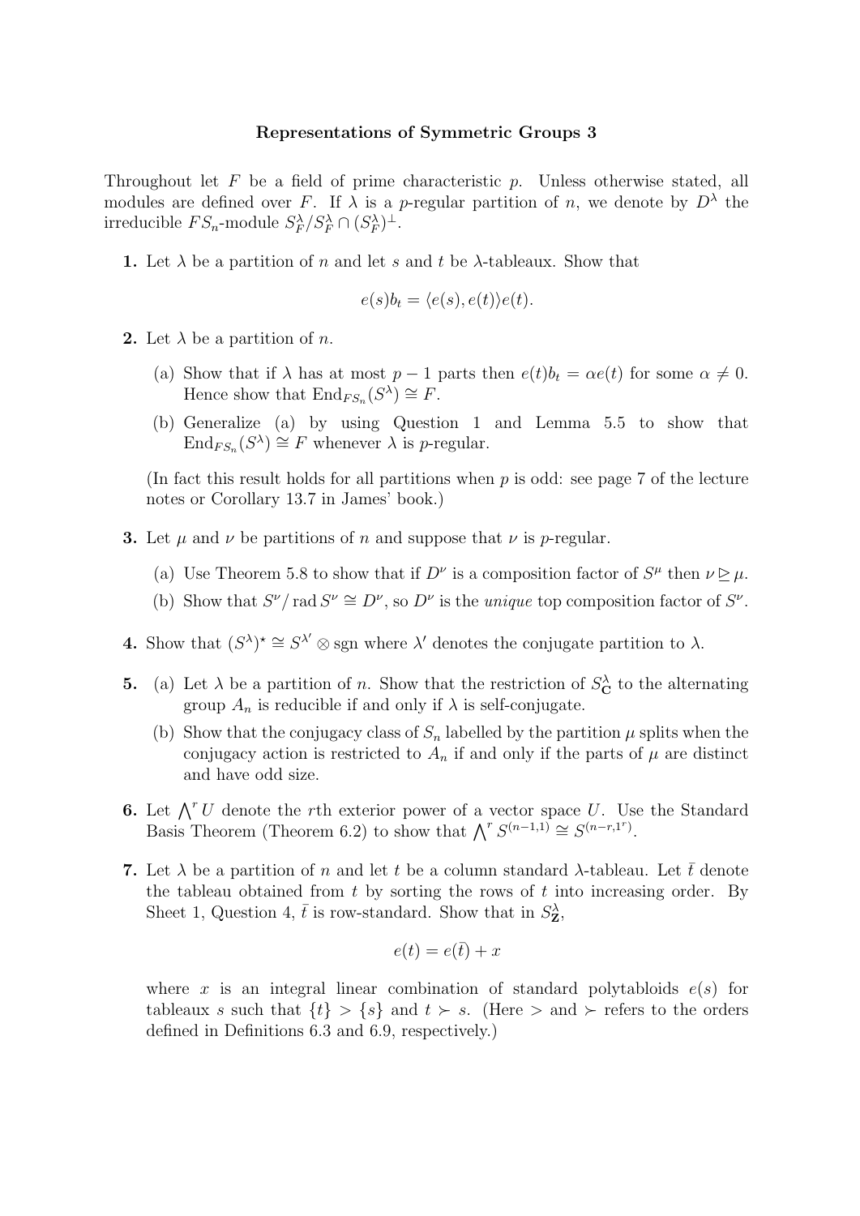**Representations of Symmetric Groups 3**

Throughout let $F$ be a field of prime characteristic $p$. Unless otherwise stated, all modules are defined over $F$. If $\lambda$ is a $p$-regular partition of $n$, we denote by $D^\lambda$ the irreducible $FS_n$-module $S^\lambda_F / S^\lambda_F \cap (S^\lambda_F)^\perp$.

**1.** Let $\lambda$ be a partition of $n$ and let $s$ and $t$ be $\lambda$-tableaux. Show that

$$e(s)b_t = \langle e(s), e(t) \rangle e(t).$$

**2.** Let $\lambda$ be a partition of $n$.

(a) Show that if $\lambda$ has at most $p-1$ parts then $e(t)b_t = \alpha e(t)$ for some $\alpha \neq 0$. Hence show that $\mathrm{End}_{FS_n}(S^\lambda) \cong F$.

(b) Generalize (a) by using Question 1 and Lemma 5.5 to show that $\mathrm{End}_{FS_n}(S^\lambda) \cong F$ whenever $\lambda$ is $p$-regular.

(In fact this result holds for all partitions when $p$ is odd: see page 7 of the lecture notes or Corollary 13.7 in James' book.)

**3.** Let $\mu$ and $\nu$ be partitions of $n$ and suppose that $\nu$ is $p$-regular.

(a) Use Theorem 5.8 to show that if $D^\nu$ is a composition factor of $S^\mu$ then $\nu \trianglerighteq \mu$.

(b) Show that $S^\nu / \operatorname{rad} S^\nu \cong D^\nu$, so $D^\nu$ is the *unique* top composition factor of $S^\nu$.

**4.** Show that $(S^\lambda)^\star \cong S^{\lambda'} \otimes \mathrm{sgn}$ where $\lambda'$ denotes the conjugate partition to $\lambda$.

**5.** (a) Let $\lambda$ be a partition of $n$. Show that the restriction of $S^\lambda_{\mathbf{C}}$ to the alternating group $A_n$ is reducible if and only if $\lambda$ is self-conjugate.

(b) Show that the conjugacy class of $S_n$ labelled by the partition $\mu$ splits when the conjugacy action is restricted to $A_n$ if and only if the parts of $\mu$ are distinct and have odd size.

**6.** Let $\bigwedge^r U$ denote the $r$th exterior power of a vector space $U$. Use the Standard Basis Theorem (Theorem 6.2) to show that $\bigwedge^r S^{(n-1,1)} \cong S^{(n-r,1^r)}$.

**7.** Let $\lambda$ be a partition of $n$ and let $t$ be a column standard $\lambda$-tableau. Let $\bar{t}$ denote the tableau obtained from $t$ by sorting the rows of $t$ into increasing order. By Sheet 1, Question 4, $\bar{t}$ is row-standard. Show that in $S^\lambda_{\mathbf{Z}}$,

$$e(t) = e(\bar{t}) + x$$

where $x$ is an integral linear combination of standard polytabloids $e(s)$ for tableaux $s$ such that $\{t\} > \{s\}$ and $t \succ s$. (Here $>$ and $\succ$ refers to the orders defined in Definitions 6.3 and 6.9, respectively.)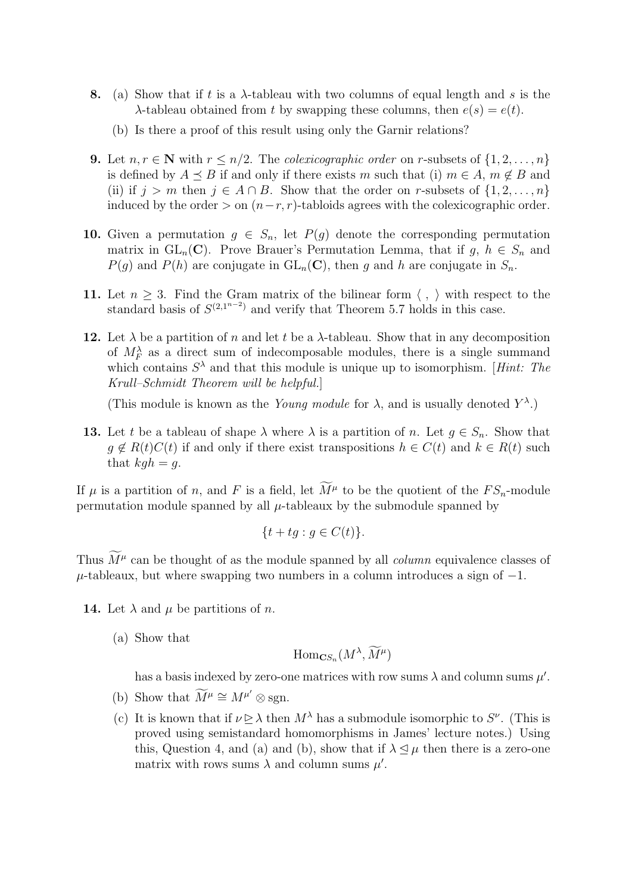**8.** (a) Show that if $t$ is a $\lambda$-tableau with two columns of equal length and $s$ is the $\lambda$-tableau obtained from $t$ by swapping these columns, then $e(s) = e(t)$.

(b) Is there a proof of this result using only the Garnir relations?

**9.** Let $n, r \in \mathbf{N}$ with $r \leq n/2$. The *colexicographic order* on $r$-subsets of $\{1, 2, \ldots, n\}$ is defined by $A \preceq B$ if and only if there exists $m$ such that (i) $m \in A$, $m \notin B$ and (ii) if $j > m$ then $j \in A \cap B$. Show that the order on $r$-subsets of $\{1, 2, \ldots, n\}$ induced by the order $>$ on $(n-r, r)$-tabloids agrees with the colexicographic order.

**10.** Given a permutation $g \in S_n$, let $P(g)$ denote the corresponding permutation matrix in $\mathrm{GL}_n(\mathbf{C})$. Prove Brauer's Permutation Lemma, that if $g$, $h \in S_n$ and $P(g)$ and $P(h)$ are conjugate in $\mathrm{GL}_n(\mathbf{C})$, then $g$ and $h$ are conjugate in $S_n$.

**11.** Let $n \geq 3$. Find the Gram matrix of the bilinear form $\langle\ ,\ \rangle$ with respect to the standard basis of $S^{(2,1^{n-2})}$ and verify that Theorem 5.7 holds in this case.

**12.** Let $\lambda$ be a partition of $n$ and let $t$ be a $\lambda$-tableau. Show that in any decomposition of $M_F^\lambda$ as a direct sum of indecomposable modules, there is a single summand which contains $S^\lambda$ and that this module is unique up to isomorphism. [*Hint: The Krull–Schmidt Theorem will be helpful.*]

(This module is known as the *Young module* for $\lambda$, and is usually denoted $Y^\lambda$.)

**13.** Let $t$ be a tableau of shape $\lambda$ where $\lambda$ is a partition of $n$. Let $g \in S_n$. Show that $g \notin R(t)C(t)$ if and only if there exist transpositions $h \in C(t)$ and $k \in R(t)$ such that $kgh = g$.

If $\mu$ is a partition of $n$, and $F$ is a field, let $\widetilde{M}^\mu$ to be the quotient of the $FS_n$-module permutation module spanned by all $\mu$-tableaux by the submodule spanned by

$$\{t + tg : g \in C(t)\}.$$

Thus $\widetilde{M}^\mu$ can be thought of as the module spanned by all *column* equivalence classes of $\mu$-tableaux, but where swapping two numbers in a column introduces a sign of $-1$.

**14.** Let $\lambda$ and $\mu$ be partitions of $n$.

(a) Show that

$$\mathrm{Hom}_{\mathbf{C}S_n}(M^\lambda, \widetilde{M}^\mu)$$

has a basis indexed by zero-one matrices with row sums $\lambda$ and column sums $\mu'$.

(b) Show that $\widetilde{M}^\mu \cong M^{\mu'} \otimes \mathrm{sgn}$.

(c) It is known that if $\nu \trianglerighteq \lambda$ then $M^\lambda$ has a submodule isomorphic to $S^\nu$. (This is proved using semistandard homomorphisms in James' lecture notes.) Using this, Question 4, and (a) and (b), show that if $\lambda \trianglelefteq \mu$ then there is a zero-one matrix with rows sums $\lambda$ and column sums $\mu'$.